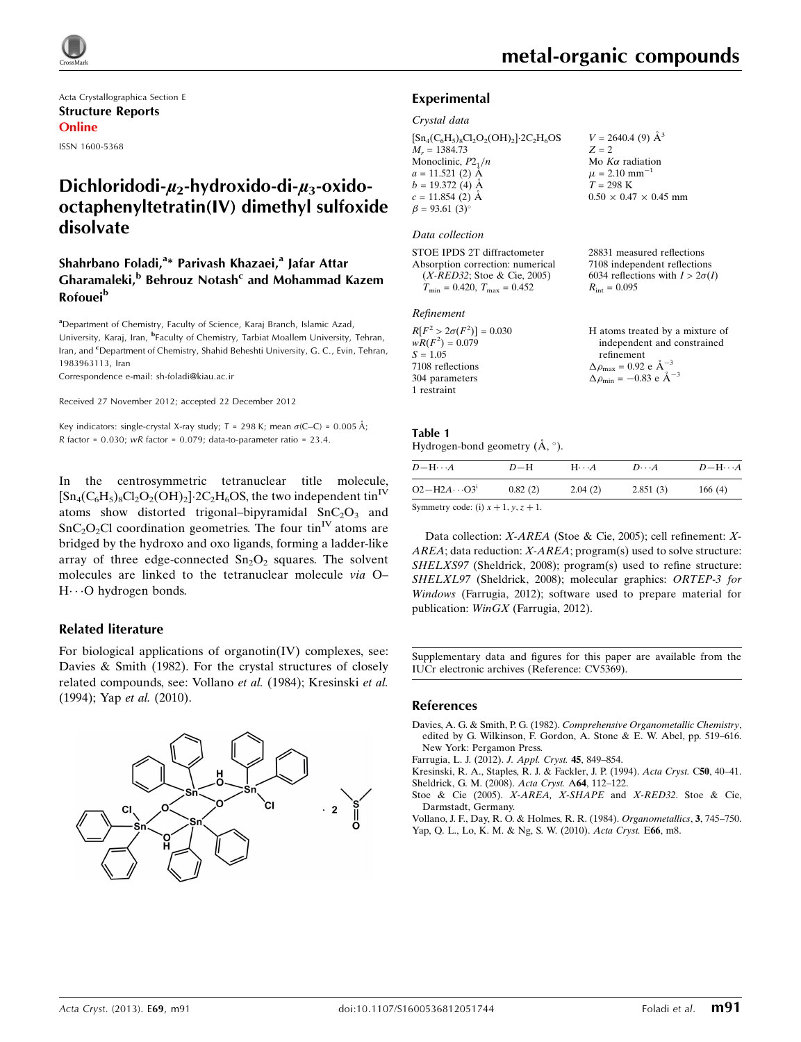# metal-organic compounds

Acta Crystallographica Section E
**Structure Reports**
**Online**

ISSN 1600-5368

# Dichloridodi-$\mu_2$-hydroxido-di-$\mu_3$-oxido-octaphenyltetratin(IV) dimethyl sulfoxide disolvate

**Shahrbano Foladi,[a]* Parivash Khazaei,[a] Jafar Attar Gharamaleki,[b] Behrouz Notash[c] and Mohammad Kazem Rofouei[b]**

[a]Department of Chemistry, Faculty of Science, Karaj Branch, Islamic Azad, University, Karaj, Iran, [b]Faculty of Chemistry, Tarbiat Moallem University, Tehran, Iran, and [c]Department of Chemistry, Shahid Beheshti University, G. C., Evin, Tehran, 1983963113, Iran
Correspondence e-mail: sh-foladi@kiau.ac.ir

Received 27 November 2012; accepted 22 December 2012

Key indicators: single-crystal X-ray study; $T = 298$ K; mean $\sigma$(C–C) = 0.005 Å; $R$ factor = 0.030; $wR$ factor = 0.079; data-to-parameter ratio = 23.4.

In the centrosymmetric tetranuclear title molecule, $[Sn_4(C_6H_5)_8Cl_2O_2(OH)_2]\cdot2C_2H_6OS$, the two independent tin$^{IV}$ atoms show distorted trigonal–bipyramidal $SnC_2O_3$ and $SnC_2O_2Cl$ coordination geometries. The four tin$^{IV}$ atoms are bridged by the hydroxo and oxo ligands, forming a ladder-like array of three edge-connected $Sn_2O_2$ squares. The solvent molecules are linked to the tetranuclear molecule *via* O—H⋯O hydrogen bonds.

## Related literature

For biological applications of organotin(IV) complexes, see: Davies & Smith (1982). For the crystal structures of closely related compounds, see: Vollano *et al.* (1984); Kresinski *et al.* (1994); Yap *et al.* (2010).

## Experimental

### Crystal data

$[Sn_4(C_6H_5)_8Cl_2O_2(OH)_2]\cdot2C_2H_6OS$
$M_r = 1384.73$
Monoclinic, $P2_1/n$
$a = 11.521$ (2) Å
$b = 19.372$ (4) Å
$c = 11.854$ (2) Å
$\beta = 93.61$ (3)°
$V = 2640.4$ (9) Å$^3$
$Z = 2$
Mo $K\alpha$ radiation
$\mu = 2.10$ mm$^{-1}$
$T = 298$ K
0.50 × 0.47 × 0.45 mm

### Data collection

STOE IPDS 2T diffractometer
Absorption correction: numerical (*X-RED32*; Stoe & Cie, 2005)
$T_{min} = 0.420$, $T_{max} = 0.452$
28831 measured reflections
7108 independent reflections
6034 reflections with $I > 2\sigma(I)$
$R_{int} = 0.095$

### Refinement

$R[F^2 > 2\sigma(F^2)] = 0.030$
$wR(F^2) = 0.079$
$S = 1.05$
7108 reflections
304 parameters
1 restraint
H atoms treated by a mixture of independent and constrained refinement
$\Delta\rho_{max} = 0.92$ e Å$^{-3}$
$\Delta\rho_{min} = -0.83$ e Å$^{-3}$

**Table 1**
Hydrogen-bond geometry (Å, °).

| $D$—H⋯$A$ | $D$—H | H⋯$A$ | $D$⋯$A$ | $D$—H⋯$A$ |
|---|---|---|---|---|
| O2—H2$A$⋯O3$^{i}$ | 0.82 (2) | 2.04 (2) | 2.851 (3) | 166 (4) |

Symmetry code: (i) $x + 1, y, z + 1$.

Data collection: *X-AREA* (Stoe & Cie, 2005); cell refinement: *X-AREA*; data reduction: *X-AREA*; program(s) used to solve structure: *SHELXS97* (Sheldrick, 2008); program(s) used to refine structure: *SHELXL97* (Sheldrick, 2008); molecular graphics: *ORTEP-3 for Windows* (Farrugia, 2012); software used to prepare material for publication: *WinGX* (Farrugia, 2012).

Supplementary data and figures for this paper are available from the IUCr electronic archives (Reference: CV5369).

## References

Davies, A. G. & Smith, P. G. (1982). *Comprehensive Organometallic Chemistry*, edited by G. Wilkinson, F. Gordon, A. Stone & E. W. Abel, pp. 519–616. New York: Pergamon Press.
Farrugia, L. J. (2012). *J. Appl. Cryst.* **45**, 849–854.
Kresinski, R. A., Staples, R. J. & Fackler, J. P. (1994). *Acta Cryst.* C**50**, 40–41.
Sheldrick, G. M. (2008). *Acta Cryst.* A**64**, 112–122.
Stoe & Cie (2005). *X-AREA*, *X-SHAPE* and *X-RED32*. Stoe & Cie, Darmstadt, Germany.
Vollano, J. F., Day, R. O. & Holmes, R. R. (1984). *Organometallics*, **3**, 745–750.
Yap, Q. L., Lo, K. M. & Ng, S. W. (2010). *Acta Cryst.* E**66**, m8.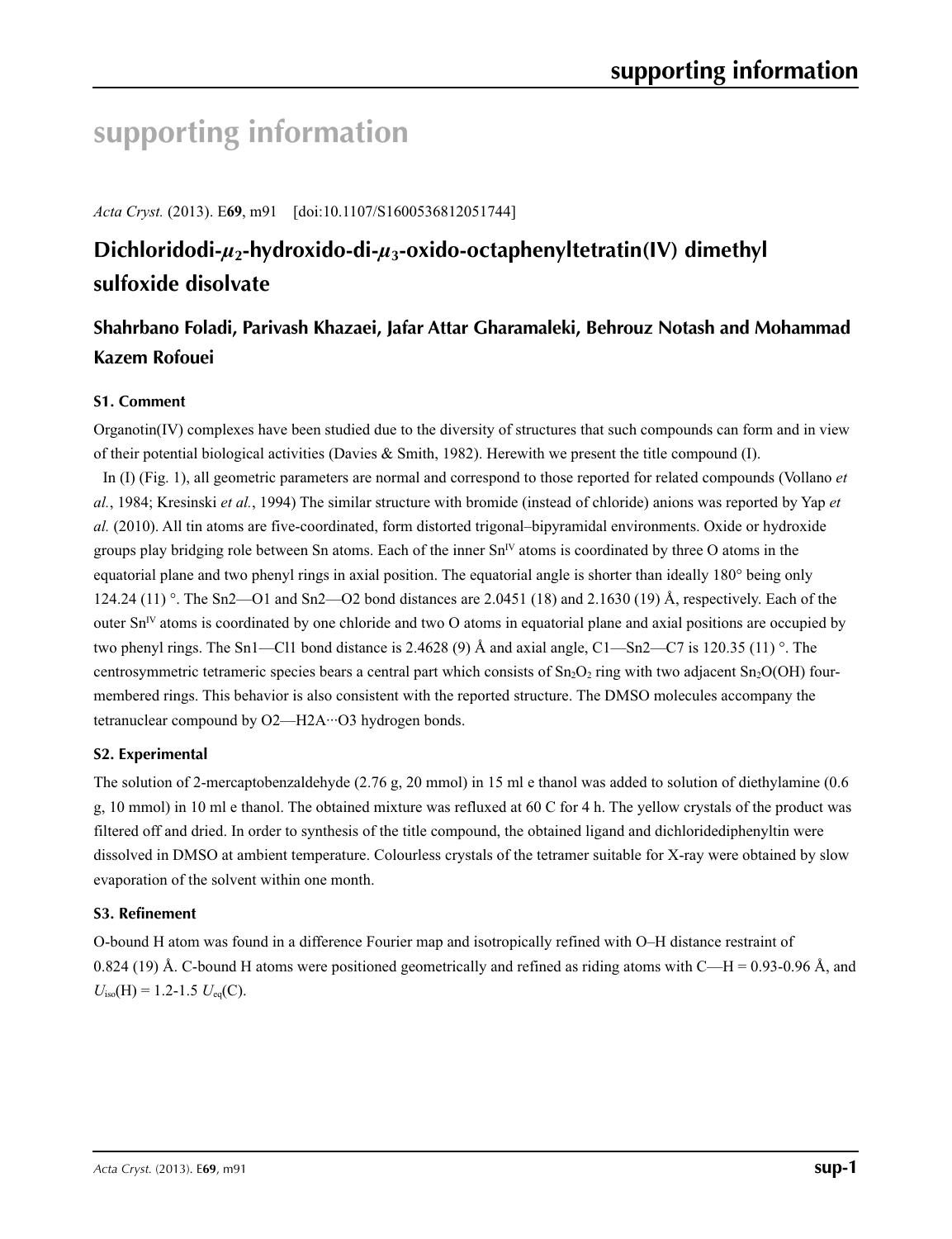# supporting information

*Acta Cryst.* (2013). E**69**, m91 [doi:10.1107/S1600536812051744]

## Dichloridodi-$\mu_2$-hydroxido-di-$\mu_3$-oxido-octaphenyltetratin(IV) dimethyl sulfoxide disolvate

### Shahrbano Foladi, Parivash Khazaei, Jafar Attar Gharamaleki, Behrouz Notash and Mohammad Kazem Rofouei

### S1. Comment

Organotin(IV) complexes have been studied due to the diversity of structures that such compounds can form and in view of their potential biological activities (Davies & Smith, 1982). Herewith we present the title compound (I).

In (I) (Fig. 1), all geometric parameters are normal and correspond to those reported for related compounds (Vollano *et al.*, 1984; Kresinski *et al.*, 1994) The similar structure with bromide (instead of chloride) anions was reported by Yap *et al.* (2010). All tin atoms are five-coordinated, form distorted trigonal–bipyramidal environments. Oxide or hydroxide groups play bridging role between Sn atoms. Each of the inner $Sn^{IV}$ atoms is coordinated by three O atoms in the equatorial plane and two phenyl rings in axial position. The equatorial angle is shorter than ideally 180° being only 124.24 (11) °. The Sn2—O1 and Sn2—O2 bond distances are 2.0451 (18) and 2.1630 (19) Å, respectively. Each of the outer $Sn^{IV}$ atoms is coordinated by one chloride and two O atoms in equatorial plane and axial positions are occupied by two phenyl rings. The Sn1—Cl1 bond distance is 2.4628 (9) Å and axial angle, C1—Sn2—C7 is 120.35 (11) °. The centrosymmetric tetrameric species bears a central part which consists of $Sn_2O_2$ ring with two adjacent $Sn_2O(OH)$ four-membered rings. This behavior is also consistent with the reported structure. The DMSO molecules accompany the tetranuclear compound by O2—H2A···O3 hydrogen bonds.

### S2. Experimental

The solution of 2-mercaptobenzaldehyde (2.76 g, 20 mmol) in 15 ml e thanol was added to solution of diethylamine (0.6 g, 10 mmol) in 10 ml e thanol. The obtained mixture was refluxed at 60 C for 4 h. The yellow crystals of the product was filtered off and dried. In order to synthesis of the title compound, the obtained ligand and dichloridediphenyltin were dissolved in DMSO at ambient temperature. Colourless crystals of the tetramer suitable for X-ray were obtained by slow evaporation of the solvent within one month.

### S3. Refinement

O-bound H atom was found in a difference Fourier map and isotropically refined with O–H distance restraint of 0.824 (19) Å. C-bound H atoms were positioned geometrically and refined as riding atoms with C—H = 0.93-0.96 Å, and $U_{iso}(H) = 1.2\text{-}1.5\ U_{eq}(C)$.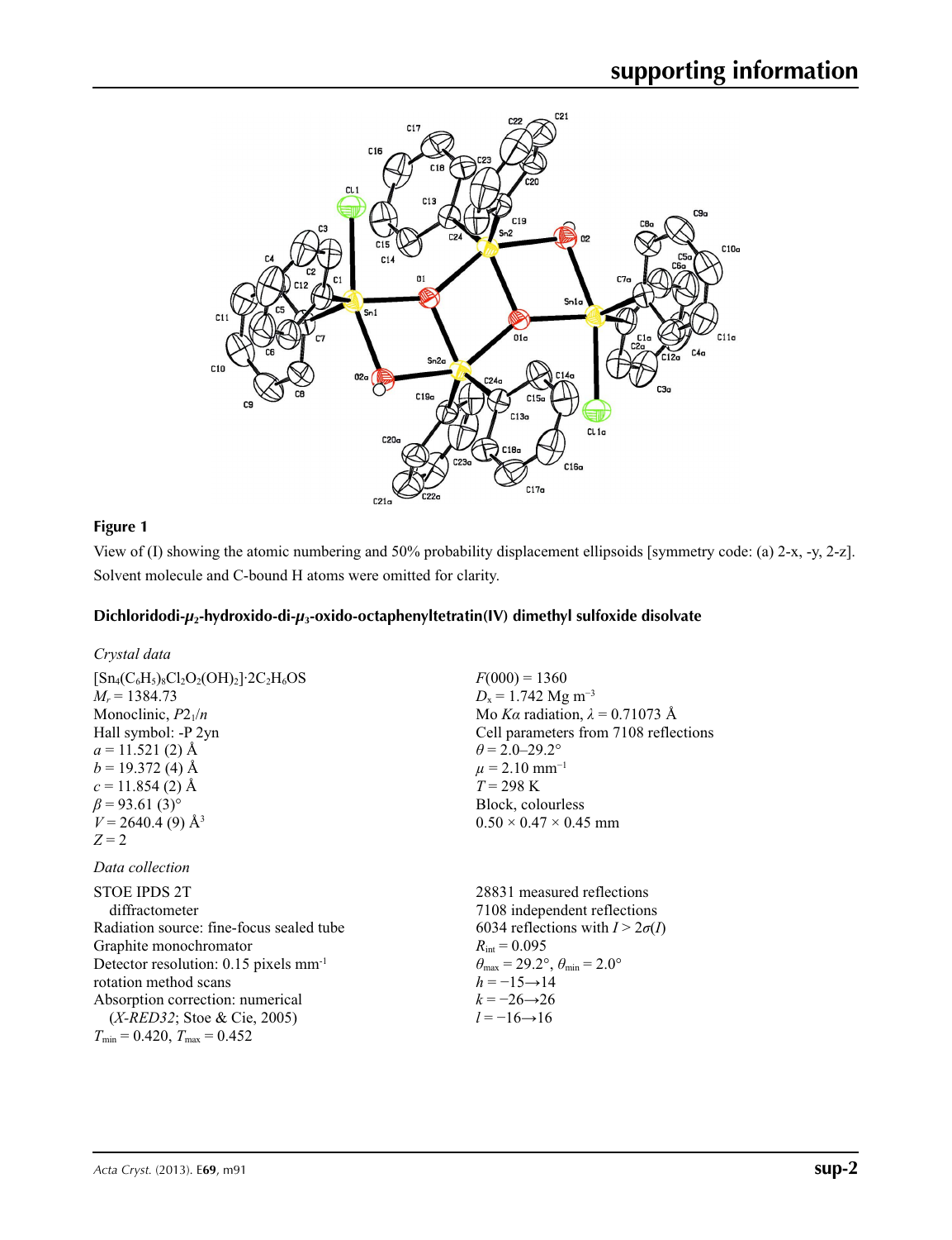**Figure 1**

View of (I) showing the atomic numbering and 50% probability displacement ellipsoids [symmetry code: (a) 2-x, -y, 2-z]. Solvent molecule and C-bound H atoms were omitted for clarity.

### Dichloridodi-$\mu_2$-hydroxido-di-$\mu_3$-oxido-octaphenyltetratin(IV) dimethyl sulfoxide disolvate

*Crystal data*

$[Sn_4(C_6H_5)_8Cl_2O_2(OH)_2]\cdot 2C_2H_6OS$
$M_r$ = 1384.73
Monoclinic, $P2_1/n$
Hall symbol: -P 2yn
$a$ = 11.521 (2) Å
$b$ = 19.372 (4) Å
$c$ = 11.854 (2) Å
$\beta$ = 93.61 (3)°
$V$ = 2640.4 (9) Å$^3$
$Z$ = 2
$F(000)$ = 1360
$D_x$ = 1.742 Mg m$^{-3}$
Mo $K\alpha$ radiation, $\lambda$ = 0.71073 Å
Cell parameters from 7108 reflections
$\theta$ = 2.0–29.2°
$\mu$ = 2.10 mm$^{-1}$
$T$ = 298 K
Block, colourless
0.50 × 0.47 × 0.45 mm

*Data collection*

STOE IPDS 2T diffractometer
Radiation source: fine-focus sealed tube
Graphite monochromator
Detector resolution: 0.15 pixels mm$^{-1}$
rotation method scans
Absorption correction: numerical (*X-RED32*; Stoe & Cie, 2005)
$T_{min}$ = 0.420, $T_{max}$ = 0.452
28831 measured reflections
7108 independent reflections
6034 reflections with $I > 2\sigma(I)$
$R_{int}$ = 0.095
$\theta_{max}$ = 29.2°, $\theta_{min}$ = 2.0°
$h$ = −15→14
$k$ = −26→26
$l$ = −16→16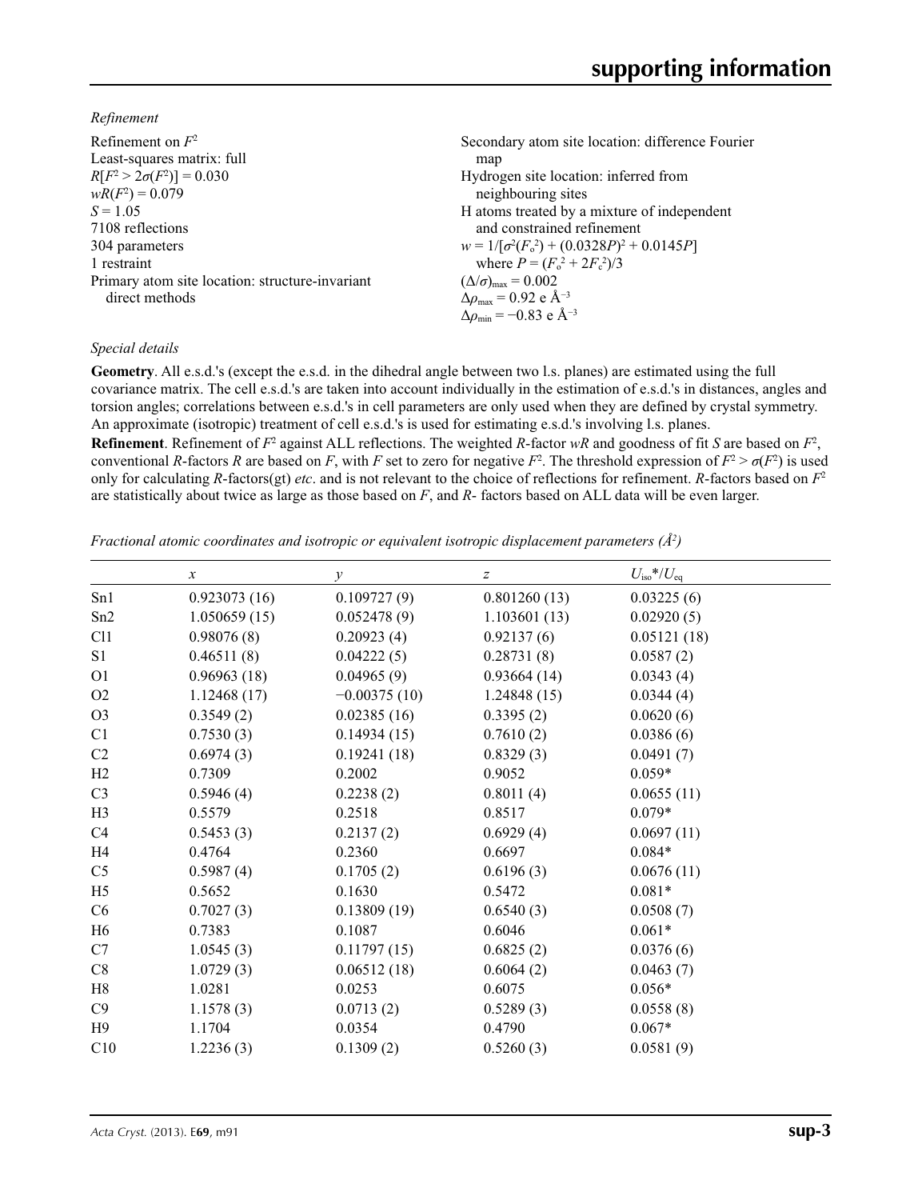*Refinement*

Refinement on $F^2$
Least-squares matrix: full
$R[F^2 > 2\sigma(F^2)] = 0.030$
$wR(F^2) = 0.079$
$S = 1.05$
7108 reflections
304 parameters
1 restraint
Primary atom site location: structure-invariant direct methods
Secondary atom site location: difference Fourier map
Hydrogen site location: inferred from neighbouring sites
H atoms treated by a mixture of independent and constrained refinement
$w = 1/[\sigma^2(F_o^2) + (0.0328P)^2 + 0.0145P]$ where $P = (F_o^2 + 2F_c^2)/3$
$(\Delta/\sigma)_{max} = 0.002$
$\Delta\rho_{max} = 0.92$ e Å$^{-3}$
$\Delta\rho_{min} = -0.83$ e Å$^{-3}$

*Special details*

**Geometry**. All e.s.d.'s (except the e.s.d. in the dihedral angle between two l.s. planes) are estimated using the full covariance matrix. The cell e.s.d.'s are taken into account individually in the estimation of e.s.d.'s in distances, angles and torsion angles; correlations between e.s.d.'s in cell parameters are only used when they are defined by crystal symmetry. An approximate (isotropic) treatment of cell e.s.d.'s is used for estimating e.s.d.'s involving l.s. planes.

**Refinement**. Refinement of $F^2$ against ALL reflections. The weighted $R$-factor $wR$ and goodness of fit $S$ are based on $F^2$, conventional $R$-factors $R$ are based on $F$, with $F$ set to zero for negative $F^2$. The threshold expression of $F^2 > \sigma(F^2)$ is used only for calculating $R$-factors(gt) *etc*. and is not relevant to the choice of reflections for refinement. $R$-factors based on $F^2$ are statistically about twice as large as those based on $F$, and $R$- factors based on ALL data will be even larger.

*Fractional atomic coordinates and isotropic or equivalent isotropic displacement parameters (Å$^2$)*

| | $x$ | $y$ | $z$ | $U_{iso}$\*/$U_{eq}$ |
|---|---|---|---|---|
| Sn1 | 0.923073 (16) | 0.109727 (9) | 0.801260 (13) | 0.03225 (6) |
| Sn2 | 1.050659 (15) | 0.052478 (9) | 1.103601 (13) | 0.02920 (5) |
| Cl1 | 0.98076 (8) | 0.20923 (4) | 0.92137 (6) | 0.05121 (18) |
| S1 | 0.46511 (8) | 0.04222 (5) | 0.28731 (8) | 0.0587 (2) |
| O1 | 0.96963 (18) | 0.04965 (9) | 0.93664 (14) | 0.0343 (4) |
| O2 | 1.12468 (17) | −0.00375 (10) | 1.24848 (15) | 0.0344 (4) |
| O3 | 0.3549 (2) | 0.02385 (16) | 0.3395 (2) | 0.0620 (6) |
| C1 | 0.7530 (3) | 0.14934 (15) | 0.7610 (2) | 0.0386 (6) |
| C2 | 0.6974 (3) | 0.19241 (18) | 0.8329 (3) | 0.0491 (7) |
| H2 | 0.7309 | 0.2002 | 0.9052 | 0.059* |
| C3 | 0.5946 (4) | 0.2238 (2) | 0.8011 (4) | 0.0655 (11) |
| H3 | 0.5579 | 0.2518 | 0.8517 | 0.079* |
| C4 | 0.5453 (3) | 0.2137 (2) | 0.6929 (4) | 0.0697 (11) |
| H4 | 0.4764 | 0.2360 | 0.6697 | 0.084* |
| C5 | 0.5987 (4) | 0.1705 (2) | 0.6196 (3) | 0.0676 (11) |
| H5 | 0.5652 | 0.1630 | 0.5472 | 0.081* |
| C6 | 0.7027 (3) | 0.13809 (19) | 0.6540 (3) | 0.0508 (7) |
| H6 | 0.7383 | 0.1087 | 0.6046 | 0.061* |
| C7 | 1.0545 (3) | 0.11797 (15) | 0.6825 (2) | 0.0376 (6) |
| C8 | 1.0729 (3) | 0.06512 (18) | 0.6064 (2) | 0.0463 (7) |
| H8 | 1.0281 | 0.0253 | 0.6075 | 0.056* |
| C9 | 1.1578 (3) | 0.0713 (2) | 0.5289 (3) | 0.0558 (8) |
| H9 | 1.1704 | 0.0354 | 0.4790 | 0.067* |
| C10 | 1.2236 (3) | 0.1309 (2) | 0.5260 (3) | 0.0581 (9) |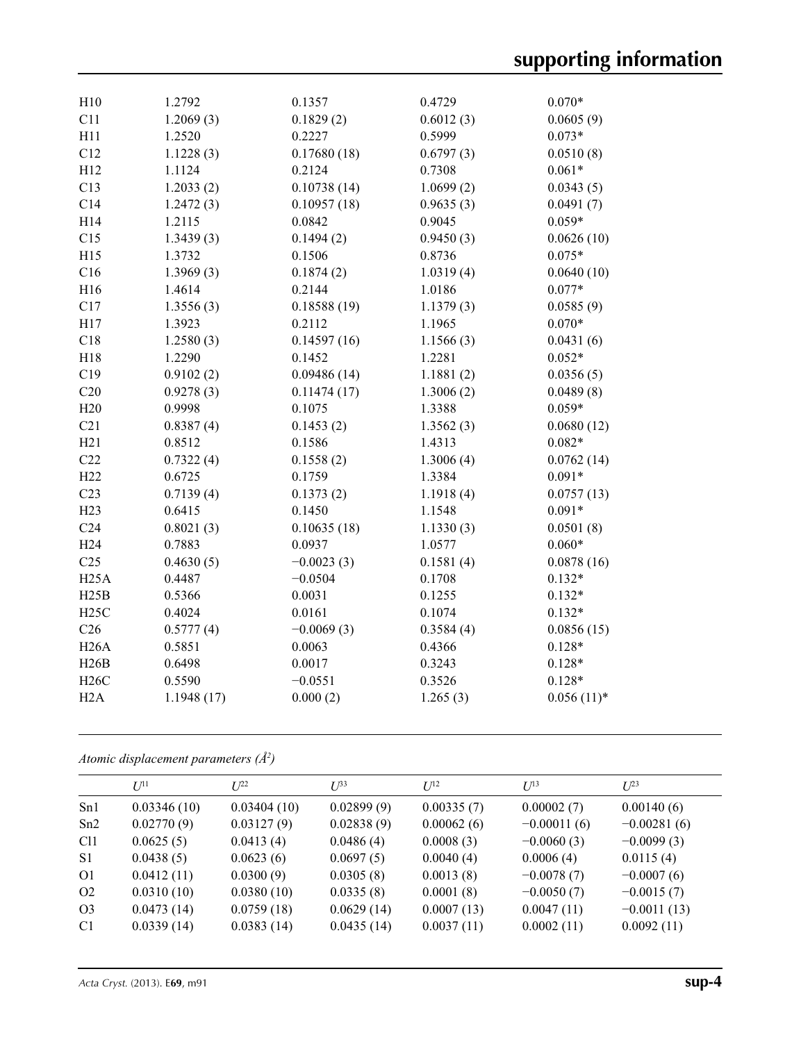| | | | | |
|---|---|---|---|---|
| H10 | 1.2792 | 0.1357 | 0.4729 | 0.070* |
| C11 | 1.2069 (3) | 0.1829 (2) | 0.6012 (3) | 0.0605 (9) |
| H11 | 1.2520 | 0.2227 | 0.5999 | 0.073* |
| C12 | 1.1228 (3) | 0.17680 (18) | 0.6797 (3) | 0.0510 (8) |
| H12 | 1.1124 | 0.2124 | 0.7308 | 0.061* |
| C13 | 1.2033 (2) | 0.10738 (14) | 1.0699 (2) | 0.0343 (5) |
| C14 | 1.2472 (3) | 0.10957 (18) | 0.9635 (3) | 0.0491 (7) |
| H14 | 1.2115 | 0.0842 | 0.9045 | 0.059* |
| C15 | 1.3439 (3) | 0.1494 (2) | 0.9450 (3) | 0.0626 (10) |
| H15 | 1.3732 | 0.1506 | 0.8736 | 0.075* |
| C16 | 1.3969 (3) | 0.1874 (2) | 1.0319 (4) | 0.0640 (10) |
| H16 | 1.4614 | 0.2144 | 1.0186 | 0.077* |
| C17 | 1.3556 (3) | 0.18588 (19) | 1.1379 (3) | 0.0585 (9) |
| H17 | 1.3923 | 0.2112 | 1.1965 | 0.070* |
| C18 | 1.2580 (3) | 0.14597 (16) | 1.1566 (3) | 0.0431 (6) |
| H18 | 1.2290 | 0.1452 | 1.2281 | 0.052* |
| C19 | 0.9102 (2) | 0.09486 (14) | 1.1881 (2) | 0.0356 (5) |
| C20 | 0.9278 (3) | 0.11474 (17) | 1.3006 (2) | 0.0489 (8) |
| H20 | 0.9998 | 0.1075 | 1.3388 | 0.059* |
| C21 | 0.8387 (4) | 0.1453 (2) | 1.3562 (3) | 0.0680 (12) |
| H21 | 0.8512 | 0.1586 | 1.4313 | 0.082* |
| C22 | 0.7322 (4) | 0.1558 (2) | 1.3006 (4) | 0.0762 (14) |
| H22 | 0.6725 | 0.1759 | 1.3384 | 0.091* |
| C23 | 0.7139 (4) | 0.1373 (2) | 1.1918 (4) | 0.0757 (13) |
| H23 | 0.6415 | 0.1450 | 1.1548 | 0.091* |
| C24 | 0.8021 (3) | 0.10635 (18) | 1.1330 (3) | 0.0501 (8) |
| H24 | 0.7883 | 0.0937 | 1.0577 | 0.060* |
| C25 | 0.4630 (5) | −0.0023 (3) | 0.1581 (4) | 0.0878 (16) |
| H25A | 0.4487 | −0.0504 | 0.1708 | 0.132* |
| H25B | 0.5366 | 0.0031 | 0.1255 | 0.132* |
| H25C | 0.4024 | 0.0161 | 0.1074 | 0.132* |
| C26 | 0.5777 (4) | −0.0069 (3) | 0.3584 (4) | 0.0856 (15) |
| H26A | 0.5851 | 0.0063 | 0.4366 | 0.128* |
| H26B | 0.6498 | 0.0017 | 0.3243 | 0.128* |
| H26C | 0.5590 | −0.0551 | 0.3526 | 0.128* |
| H2A | 1.1948 (17) | 0.000 (2) | 1.265 (3) | 0.056 (11)* |

*Atomic displacement parameters (Å$^2$)*

| | $U^{11}$ | $U^{22}$ | $U^{33}$ | $U^{12}$ | $U^{13}$ | $U^{23}$ |
|---|---|---|---|---|---|---|
| Sn1 | 0.03346 (10) | 0.03404 (10) | 0.02899 (9) | 0.00335 (7) | 0.00002 (7) | 0.00140 (6) |
| Sn2 | 0.02770 (9) | 0.03127 (9) | 0.02838 (9) | 0.00062 (6) | −0.00011 (6) | −0.00281 (6) |
| Cl1 | 0.0625 (5) | 0.0413 (4) | 0.0486 (4) | 0.0008 (3) | −0.0060 (3) | −0.0099 (3) |
| S1 | 0.0438 (5) | 0.0623 (6) | 0.0697 (5) | 0.0040 (4) | 0.0006 (4) | 0.0115 (4) |
| O1 | 0.0412 (11) | 0.0300 (9) | 0.0305 (8) | 0.0013 (8) | −0.0078 (7) | −0.0007 (6) |
| O2 | 0.0310 (10) | 0.0380 (10) | 0.0335 (8) | 0.0001 (8) | −0.0050 (7) | −0.0015 (7) |
| O3 | 0.0473 (14) | 0.0759 (18) | 0.0629 (14) | 0.0007 (13) | 0.0047 (11) | −0.0011 (13) |
| C1 | 0.0339 (14) | 0.0383 (14) | 0.0435 (14) | 0.0037 (11) | 0.0002 (11) | 0.0092 (11) |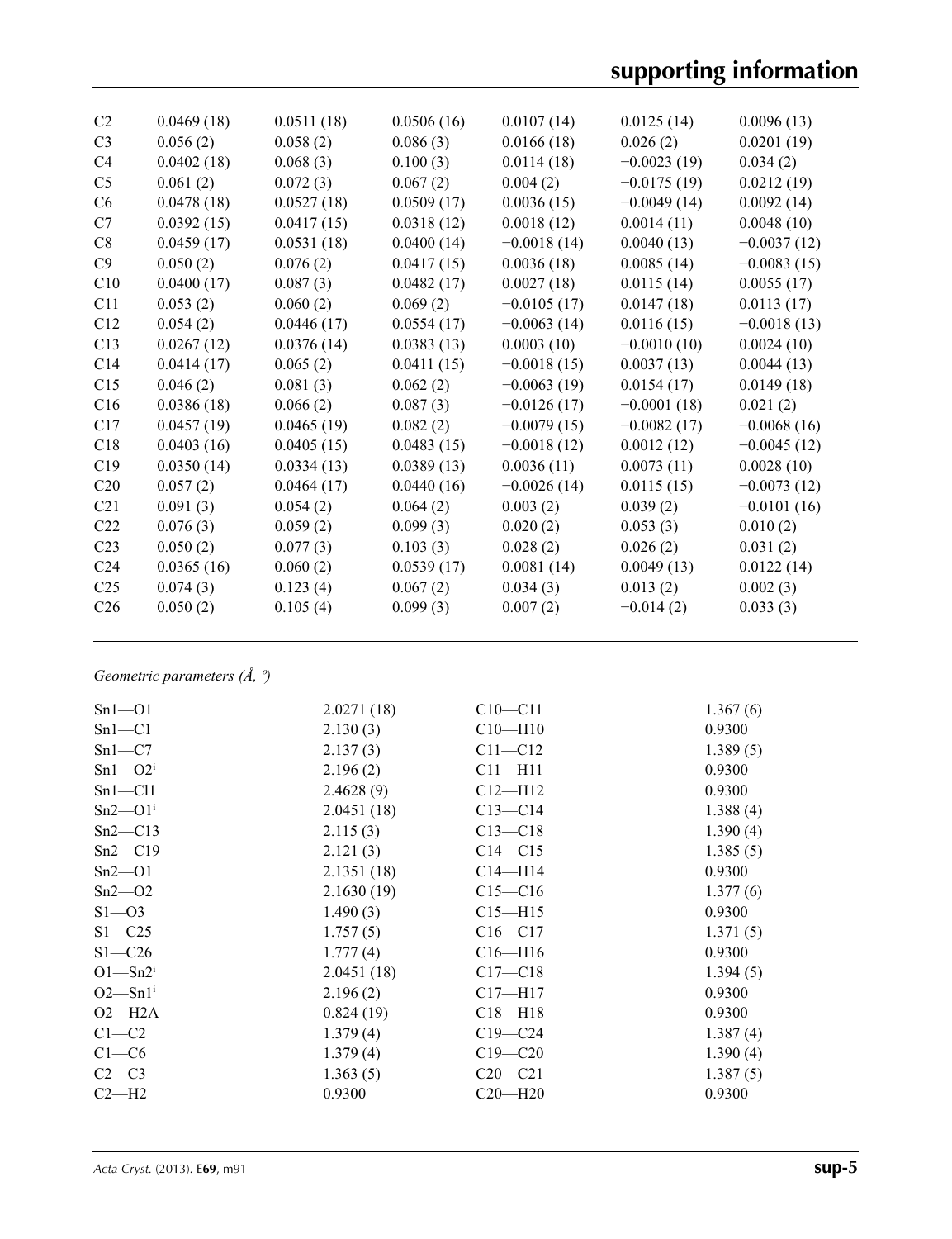| | | | | | | |
|---|---|---|---|---|---|---|
| C2 | 0.0469 (18) | 0.0511 (18) | 0.0506 (16) | 0.0107 (14) | 0.0125 (14) | 0.0096 (13) |
| C3 | 0.056 (2) | 0.058 (2) | 0.086 (3) | 0.0166 (18) | 0.026 (2) | 0.0201 (19) |
| C4 | 0.0402 (18) | 0.068 (3) | 0.100 (3) | 0.0114 (18) | −0.0023 (19) | 0.034 (2) |
| C5 | 0.061 (2) | 0.072 (3) | 0.067 (2) | 0.004 (2) | −0.0175 (19) | 0.0212 (19) |
| C6 | 0.0478 (18) | 0.0527 (18) | 0.0509 (17) | 0.0036 (15) | −0.0049 (14) | 0.0092 (14) |
| C7 | 0.0392 (15) | 0.0417 (15) | 0.0318 (12) | 0.0018 (12) | 0.0014 (11) | 0.0048 (10) |
| C8 | 0.0459 (17) | 0.0531 (18) | 0.0400 (14) | −0.0018 (14) | 0.0040 (13) | −0.0037 (12) |
| C9 | 0.050 (2) | 0.076 (2) | 0.0417 (15) | 0.0036 (18) | 0.0085 (14) | −0.0083 (15) |
| C10 | 0.0400 (17) | 0.087 (3) | 0.0482 (17) | 0.0027 (18) | 0.0115 (14) | 0.0055 (17) |
| C11 | 0.053 (2) | 0.060 (2) | 0.069 (2) | −0.0105 (17) | 0.0147 (18) | 0.0113 (17) |
| C12 | 0.054 (2) | 0.0446 (17) | 0.0554 (17) | −0.0063 (14) | 0.0116 (15) | −0.0018 (13) |
| C13 | 0.0267 (12) | 0.0376 (14) | 0.0383 (13) | 0.0003 (10) | −0.0010 (10) | 0.0024 (10) |
| C14 | 0.0414 (17) | 0.065 (2) | 0.0411 (15) | −0.0018 (15) | 0.0037 (13) | 0.0044 (13) |
| C15 | 0.046 (2) | 0.081 (3) | 0.062 (2) | −0.0063 (19) | 0.0154 (17) | 0.0149 (18) |
| C16 | 0.0386 (18) | 0.066 (2) | 0.087 (3) | −0.0126 (17) | −0.0001 (18) | 0.021 (2) |
| C17 | 0.0457 (19) | 0.0465 (19) | 0.082 (2) | −0.0079 (15) | −0.0082 (17) | −0.0068 (16) |
| C18 | 0.0403 (16) | 0.0405 (15) | 0.0483 (15) | −0.0018 (12) | 0.0012 (12) | −0.0045 (12) |
| C19 | 0.0350 (14) | 0.0334 (13) | 0.0389 (13) | 0.0036 (11) | 0.0073 (11) | 0.0028 (10) |
| C20 | 0.057 (2) | 0.0464 (17) | 0.0440 (16) | −0.0026 (14) | 0.0115 (15) | −0.0073 (12) |
| C21 | 0.091 (3) | 0.054 (2) | 0.064 (2) | 0.003 (2) | 0.039 (2) | −0.0101 (16) |
| C22 | 0.076 (3) | 0.059 (2) | 0.099 (3) | 0.020 (2) | 0.053 (3) | 0.010 (2) |
| C23 | 0.050 (2) | 0.077 (3) | 0.103 (3) | 0.028 (2) | 0.026 (2) | 0.031 (2) |
| C24 | 0.0365 (16) | 0.060 (2) | 0.0539 (17) | 0.0081 (14) | 0.0049 (13) | 0.0122 (14) |
| C25 | 0.074 (3) | 0.123 (4) | 0.067 (2) | 0.034 (3) | 0.013 (2) | 0.002 (3) |
| C26 | 0.050 (2) | 0.105 (4) | 0.099 (3) | 0.007 (2) | −0.014 (2) | 0.033 (3) |

*Geometric parameters (Å, º)*

| | | | |
|---|---|---|---|
| Sn1—O1 | 2.0271 (18) | C10—C11 | 1.367 (6) |
| Sn1—C1 | 2.130 (3) | C10—H10 | 0.9300 |
| Sn1—C7 | 2.137 (3) | C11—C12 | 1.389 (5) |
| Sn1—O2$^{i}$ | 2.196 (2) | C11—H11 | 0.9300 |
| Sn1—Cl1 | 2.4628 (9) | C12—H12 | 0.9300 |
| Sn2—O1$^{i}$ | 2.0451 (18) | C13—C14 | 1.388 (4) |
| Sn2—C13 | 2.115 (3) | C13—C18 | 1.390 (4) |
| Sn2—C19 | 2.121 (3) | C14—C15 | 1.385 (5) |
| Sn2—O1 | 2.1351 (18) | C14—H14 | 0.9300 |
| Sn2—O2 | 2.1630 (19) | C15—C16 | 1.377 (6) |
| S1—O3 | 1.490 (3) | C15—H15 | 0.9300 |
| S1—C25 | 1.757 (5) | C16—C17 | 1.371 (5) |
| S1—C26 | 1.777 (4) | C16—H16 | 0.9300 |
| O1—Sn2$^{i}$ | 2.0451 (18) | C17—C18 | 1.394 (5) |
| O2—Sn1$^{i}$ | 2.196 (2) | C17—H17 | 0.9300 |
| O2—H2A | 0.824 (19) | C18—H18 | 0.9300 |
| C1—C2 | 1.379 (4) | C19—C24 | 1.387 (4) |
| C1—C6 | 1.379 (4) | C19—C20 | 1.390 (4) |
| C2—C3 | 1.363 (5) | C20—C21 | 1.387 (5) |
| C2—H2 | 0.9300 | C20—H20 | 0.9300 |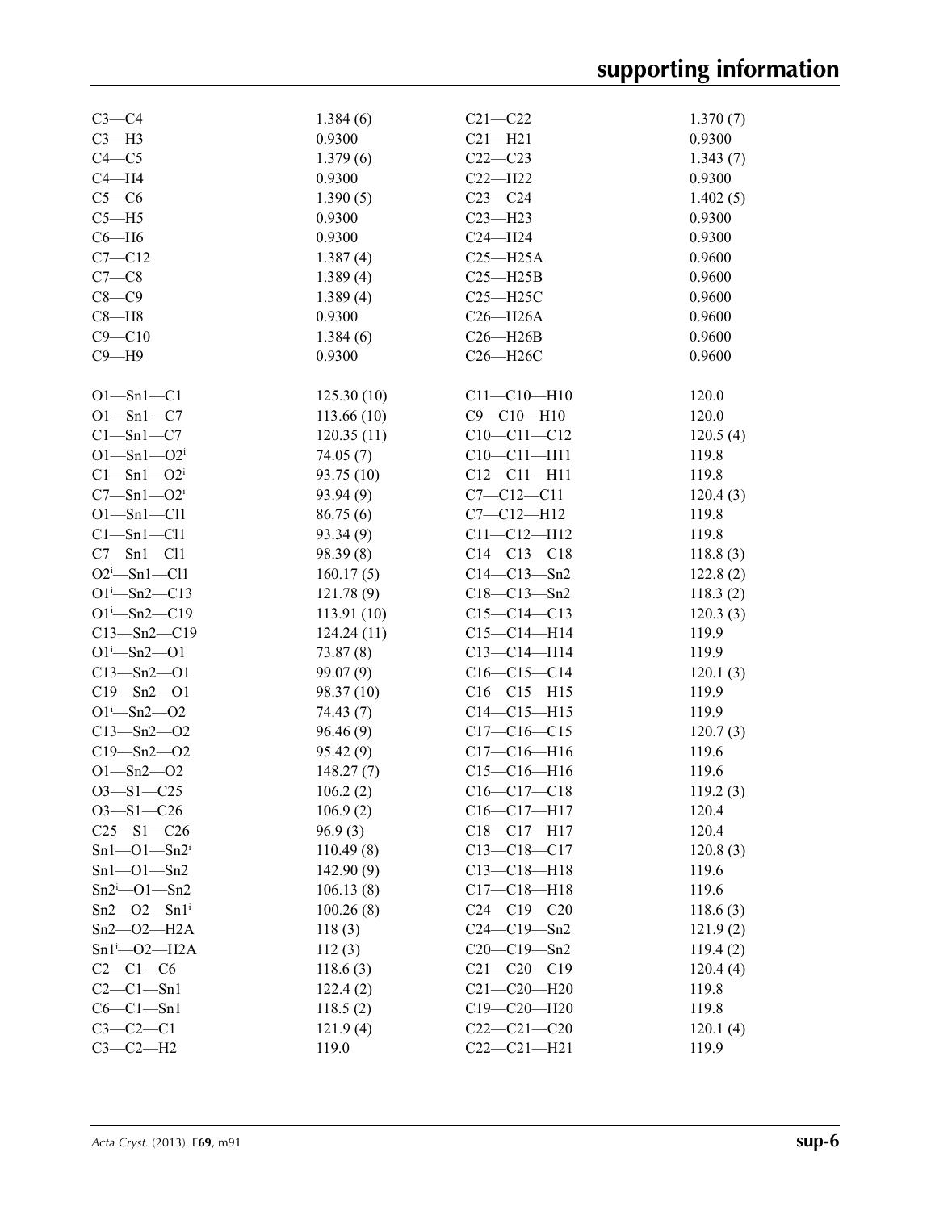| | | | |
|---|---|---|---|
| C3—C4 | 1.384 (6) | C21—C22 | 1.370 (7) |
| C3—H3 | 0.9300 | C21—H21 | 0.9300 |
| C4—C5 | 1.379 (6) | C22—C23 | 1.343 (7) |
| C4—H4 | 0.9300 | C22—H22 | 0.9300 |
| C5—C6 | 1.390 (5) | C23—C24 | 1.402 (5) |
| C5—H5 | 0.9300 | C23—H23 | 0.9300 |
| C6—H6 | 0.9300 | C24—H24 | 0.9300 |
| C7—C12 | 1.387 (4) | C25—H25A | 0.9600 |
| C7—C8 | 1.389 (4) | C25—H25B | 0.9600 |
| C8—C9 | 1.389 (4) | C25—H25C | 0.9600 |
| C8—H8 | 0.9300 | C26—H26A | 0.9600 |
| C9—C10 | 1.384 (6) | C26—H26B | 0.9600 |
| C9—H9 | 0.9300 | C26—H26C | 0.9600 |
| | | | |
| O1—Sn1—C1 | 125.30 (10) | C11—C10—H10 | 120.0 |
| O1—Sn1—C7 | 113.66 (10) | C9—C10—H10 | 120.0 |
| C1—Sn1—C7 | 120.35 (11) | C10—C11—C12 | 120.5 (4) |
| O1—Sn1—O2$^{i}$ | 74.05 (7) | C10—C11—H11 | 119.8 |
| C1—Sn1—O2$^{i}$ | 93.75 (10) | C12—C11—H11 | 119.8 |
| C7—Sn1—O2$^{i}$ | 93.94 (9) | C7—C12—C11 | 120.4 (3) |
| O1—Sn1—Cl1 | 86.75 (6) | C7—C12—H12 | 119.8 |
| C1—Sn1—Cl1 | 93.34 (9) | C11—C12—H12 | 119.8 |
| C7—Sn1—Cl1 | 98.39 (8) | C14—C13—C18 | 118.8 (3) |
| O2$^{i}$—Sn1—Cl1 | 160.17 (5) | C14—C13—Sn2 | 122.8 (2) |
| O1$^{i}$—Sn2—C13 | 121.78 (9) | C18—C13—Sn2 | 118.3 (2) |
| O1$^{i}$—Sn2—C19 | 113.91 (10) | C15—C14—C13 | 120.3 (3) |
| C13—Sn2—C19 | 124.24 (11) | C15—C14—H14 | 119.9 |
| O1$^{i}$—Sn2—O1 | 73.87 (8) | C13—C14—H14 | 119.9 |
| C13—Sn2—O1 | 99.07 (9) | C16—C15—C14 | 120.1 (3) |
| C19—Sn2—O1 | 98.37 (10) | C16—C15—H15 | 119.9 |
| O1$^{i}$—Sn2—O2 | 74.43 (7) | C14—C15—H15 | 119.9 |
| C13—Sn2—O2 | 96.46 (9) | C17—C16—C15 | 120.7 (3) |
| C19—Sn2—O2 | 95.42 (9) | C17—C16—H16 | 119.6 |
| O1—Sn2—O2 | 148.27 (7) | C15—C16—H16 | 119.6 |
| O3—S1—C25 | 106.2 (2) | C16—C17—C18 | 119.2 (3) |
| O3—S1—C26 | 106.9 (2) | C16—C17—H17 | 120.4 |
| C25—S1—C26 | 96.9 (3) | C18—C17—H17 | 120.4 |
| Sn1—O1—Sn2$^{i}$ | 110.49 (8) | C13—C18—C17 | 120.8 (3) |
| Sn1—O1—Sn2 | 142.90 (9) | C13—C18—H18 | 119.6 |
| Sn2$^{i}$—O1—Sn2 | 106.13 (8) | C17—C18—H18 | 119.6 |
| Sn2—O2—Sn1$^{i}$ | 100.26 (8) | C24—C19—C20 | 118.6 (3) |
| Sn2—O2—H2A | 118 (3) | C24—C19—Sn2 | 121.9 (2) |
| Sn1$^{i}$—O2—H2A | 112 (3) | C20—C19—Sn2 | 119.4 (2) |
| C2—C1—C6 | 118.6 (3) | C21—C20—C19 | 120.4 (4) |
| C2—C1—Sn1 | 122.4 (2) | C21—C20—H20 | 119.8 |
| C6—C1—Sn1 | 118.5 (2) | C19—C20—H20 | 119.8 |
| C3—C2—C1 | 121.9 (4) | C22—C21—C20 | 120.1 (4) |
| C3—C2—H2 | 119.0 | C22—C21—H21 | 119.9 |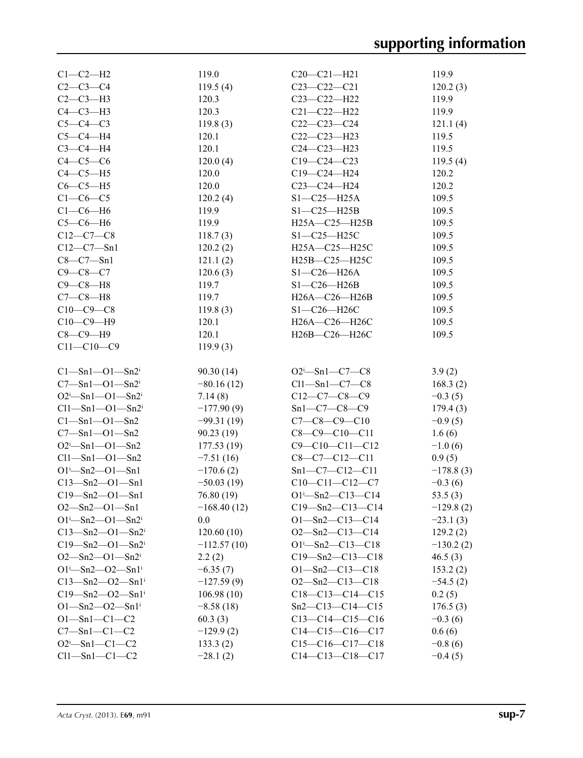| | | | |
|---|---|---|---|
| C1—C2—H2 | 119.0 | C20—C21—H21 | 119.9 |
| C2—C3—C4 | 119.5 (4) | C23—C22—C21 | 120.2 (3) |
| C2—C3—H3 | 120.3 | C23—C22—H22 | 119.9 |
| C4—C3—H3 | 120.3 | C21—C22—H22 | 119.9 |
| C5—C4—C3 | 119.8 (3) | C22—C23—C24 | 121.1 (4) |
| C5—C4—H4 | 120.1 | C22—C23—H23 | 119.5 |
| C3—C4—H4 | 120.1 | C24—C23—H23 | 119.5 |
| C4—C5—C6 | 120.0 (4) | C19—C24—C23 | 119.5 (4) |
| C4—C5—H5 | 120.0 | C19—C24—H24 | 120.2 |
| C6—C5—H5 | 120.0 | C23—C24—H24 | 120.2 |
| C1—C6—C5 | 120.2 (4) | S1—C25—H25A | 109.5 |
| C1—C6—H6 | 119.9 | S1—C25—H25B | 109.5 |
| C5—C6—H6 | 119.9 | H25A—C25—H25B | 109.5 |
| C12—C7—C8 | 118.7 (3) | S1—C25—H25C | 109.5 |
| C12—C7—Sn1 | 120.2 (2) | H25A—C25—H25C | 109.5 |
| C8—C7—Sn1 | 121.1 (2) | H25B—C25—H25C | 109.5 |
| C9—C8—C7 | 120.6 (3) | S1—C26—H26A | 109.5 |
| C9—C8—H8 | 119.7 | S1—C26—H26B | 109.5 |
| C7—C8—H8 | 119.7 | H26A—C26—H26B | 109.5 |
| C10—C9—C8 | 119.8 (3) | S1—C26—H26C | 109.5 |
| C10—C9—H9 | 120.1 | H26A—C26—H26C | 109.5 |
| C8—C9—H9 | 120.1 | H26B—C26—H26C | 109.5 |
| C11—C10—C9 | 119.9 (3) | | |

| | | | |
|---|---|---|---|
| C1—Sn1—O1—Sn2$^i$ | 90.30 (14) | O2$^i$—Sn1—C7—C8 | 3.9 (2) |
| C7—Sn1—O1—Sn2$^i$ | −80.16 (12) | Cl1—Sn1—C7—C8 | 168.3 (2) |
| O2$^i$—Sn1—O1—Sn2$^i$ | 7.14 (8) | C12—C7—C8—C9 | −0.3 (5) |
| Cl1—Sn1—O1—Sn2$^i$ | −177.90 (9) | Sn1—C7—C8—C9 | 179.4 (3) |
| C1—Sn1—O1—Sn2 | −99.31 (19) | C7—C8—C9—C10 | −0.9 (5) |
| C7—Sn1—O1—Sn2 | 90.23 (19) | C8—C9—C10—C11 | 1.6 (6) |
| O2$^i$—Sn1—O1—Sn2 | 177.53 (19) | C9—C10—C11—C12 | −1.0 (6) |
| Cl1—Sn1—O1—Sn2 | −7.51 (16) | C8—C7—C12—C11 | 0.9 (5) |
| O1$^i$—Sn2—O1—Sn1 | −170.6 (2) | Sn1—C7—C12—C11 | −178.8 (3) |
| C13—Sn2—O1—Sn1 | −50.03 (19) | C10—C11—C12—C7 | −0.3 (6) |
| C19—Sn2—O1—Sn1 | 76.80 (19) | O1$^i$—Sn2—C13—C14 | 53.5 (3) |
| O2—Sn2—O1—Sn1 | −168.40 (12) | C19—Sn2—C13—C14 | −129.8 (2) |
| O1$^i$—Sn2—O1—Sn2$^i$ | 0.0 | O1—Sn2—C13—C14 | −23.1 (3) |
| C13—Sn2—O1—Sn2$^i$ | 120.60 (10) | O2—Sn2—C13—C14 | 129.2 (2) |
| C19—Sn2—O1—Sn2$^i$ | −112.57 (10) | O1$^i$—Sn2—C13—C18 | −130.2 (2) |
| O2—Sn2—O1—Sn2$^i$ | 2.2 (2) | C19—Sn2—C13—C18 | 46.5 (3) |
| O1$^i$—Sn2—O2—Sn1$^i$ | −6.35 (7) | O1—Sn2—C13—C18 | 153.2 (2) |
| C13—Sn2—O2—Sn1$^i$ | −127.59 (9) | O2—Sn2—C13—C18 | −54.5 (2) |
| C19—Sn2—O2—Sn1$^i$ | 106.98 (10) | C18—C13—C14—C15 | 0.2 (5) |
| O1—Sn2—O2—Sn1$^i$ | −8.58 (18) | Sn2—C13—C14—C15 | 176.5 (3) |
| O1—Sn1—C1—C2 | 60.3 (3) | C13—C14—C15—C16 | −0.3 (6) |
| C7—Sn1—C1—C2 | −129.9 (2) | C14—C15—C16—C17 | 0.6 (6) |
| O2$^i$—Sn1—C1—C2 | 133.3 (2) | C15—C16—C17—C18 | −0.8 (6) |
| Cl1—Sn1—C1—C2 | −28.1 (2) | C14—C13—C18—C17 | −0.4 (5) |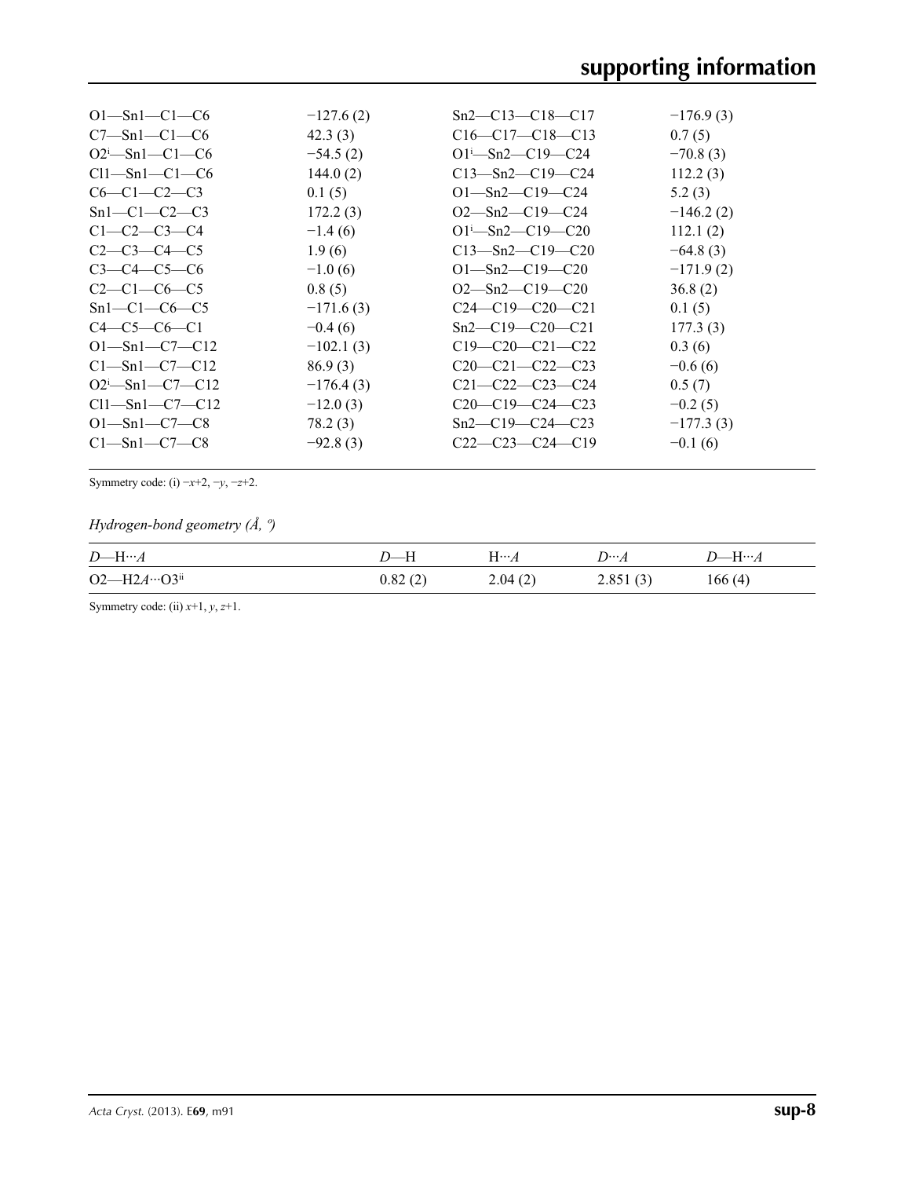| | | | |
|---|---|---|---|
| O1—Sn1—C1—C6 | −127.6 (2) | Sn2—C13—C18—C17 | −176.9 (3) |
| C7—Sn1—C1—C6 | 42.3 (3) | C16—C17—C18—C13 | 0.7 (5) |
| O2$^{i}$—Sn1—C1—C6 | −54.5 (2) | O1$^{i}$—Sn2—C19—C24 | −70.8 (3) |
| Cl1—Sn1—C1—C6 | 144.0 (2) | C13—Sn2—C19—C24 | 112.2 (3) |
| C6—C1—C2—C3 | 0.1 (5) | O1—Sn2—C19—C24 | 5.2 (3) |
| Sn1—C1—C2—C3 | 172.2 (3) | O2—Sn2—C19—C24 | −146.2 (2) |
| C1—C2—C3—C4 | −1.4 (6) | O1$^{i}$—Sn2—C19—C20 | 112.1 (2) |
| C2—C3—C4—C5 | 1.9 (6) | C13—Sn2—C19—C20 | −64.8 (3) |
| C3—C4—C5—C6 | −1.0 (6) | O1—Sn2—C19—C20 | −171.9 (2) |
| C2—C1—C6—C5 | 0.8 (5) | O2—Sn2—C19—C20 | 36.8 (2) |
| Sn1—C1—C6—C5 | −171.6 (3) | C24—C19—C20—C21 | 0.1 (5) |
| C4—C5—C6—C1 | −0.4 (6) | Sn2—C19—C20—C21 | 177.3 (3) |
| O1—Sn1—C7—C12 | −102.1 (3) | C19—C20—C21—C22 | 0.3 (6) |
| C1—Sn1—C7—C12 | 86.9 (3) | C20—C21—C22—C23 | −0.6 (6) |
| O2$^{i}$—Sn1—C7—C12 | −176.4 (3) | C21—C22—C23—C24 | 0.5 (7) |
| Cl1—Sn1—C7—C12 | −12.0 (3) | C20—C19—C24—C23 | −0.2 (5) |
| O1—Sn1—C7—C8 | 78.2 (3) | Sn2—C19—C24—C23 | −177.3 (3) |
| C1—Sn1—C7—C8 | −92.8 (3) | C22—C23—C24—C19 | −0.1 (6) |

Symmetry code: (i) $-x+2, -y, -z+2$.

*Hydrogen-bond geometry (Å, º)*

| *D*—H···*A* | *D*—H | H···*A* | *D*···*A* | *D*—H···*A* |
|---|---|---|---|---|
| O2—H2*A*···O3$^{ii}$ | 0.82 (2) | 2.04 (2) | 2.851 (3) | 166 (4) |

Symmetry code: (ii) $x+1, y, z+1$.